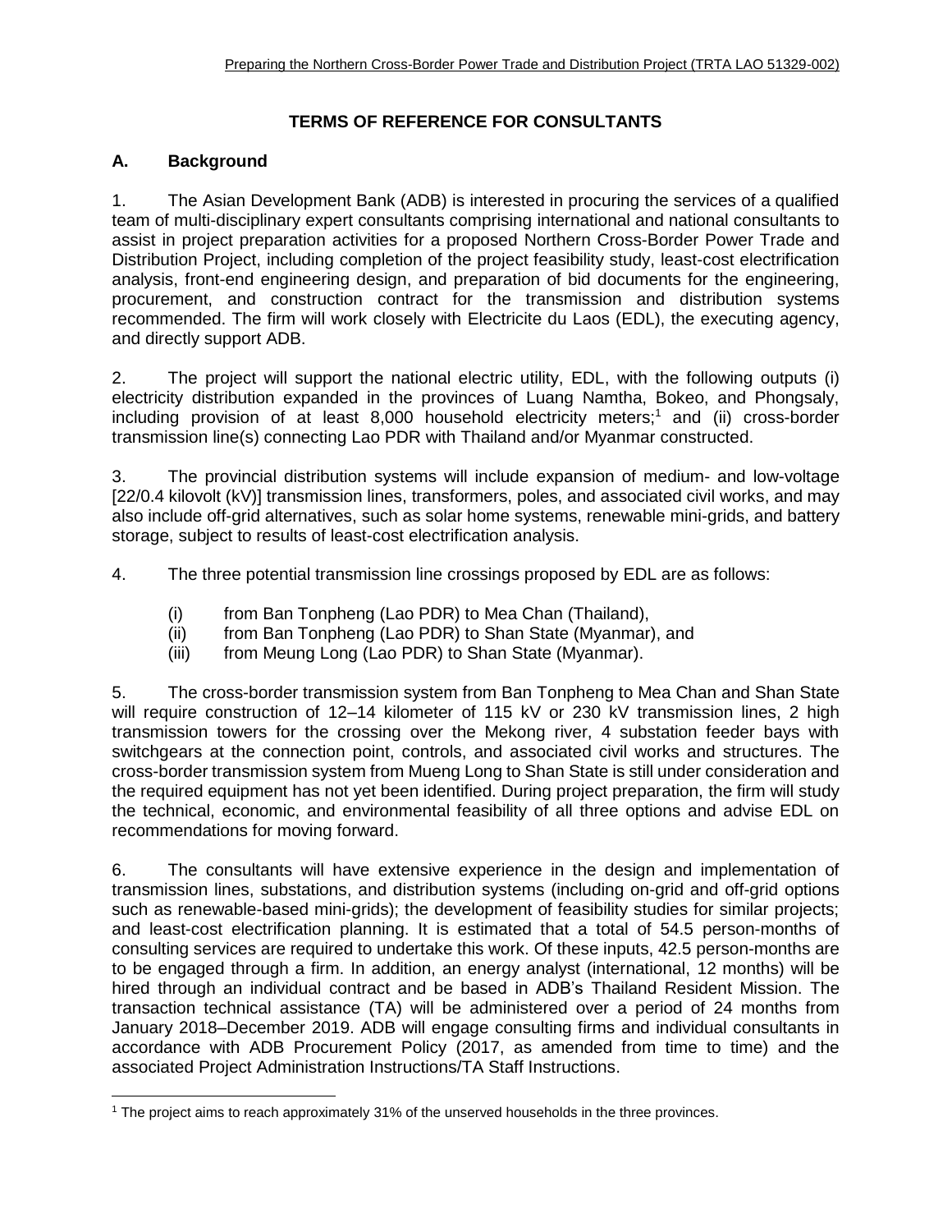# TERMS OF REFERENCE FOR CONSULTANTS

## A. Background

1. The Asian Development Bank (ADB) is interested in procuring the services of a qualified team of multi-disciplinary expert consultants comprising international and national consultants to assist in project preparation activities for a proposed Northern Cross-Border Power Trade and Distribution Project, including completion of the project feasibility study, least-cost electrification analysis, front-end engineering design, and preparation of bid documents for the engineering, procurement, and construction contract for the transmission and distribution systems recommended. The firm will work closely with Electricite du Laos (EDL), the executing agency, and directly support ADB.

2. The project will support the national electric utility, EDL, with the following outputs (i) electricity distribution expanded in the provinces of Luang Namtha, Bokeo, and Phongsaly, including provision of at least 8,000 household electricity meters;[1] and (ii) cross-border transmission line(s) connecting Lao PDR with Thailand and/or Myanmar constructed.

3. The provincial distribution systems will include expansion of medium- and low-voltage [22/0.4 kilovolt (kV)] transmission lines, transformers, poles, and associated civil works, and may also include off-grid alternatives, such as solar home systems, renewable mini-grids, and battery storage, subject to results of least-cost electrification analysis.

4. The three potential transmission line crossings proposed by EDL are as follows:

   (i) from Ban Tonpheng (Lao PDR) to Mea Chan (Thailand),
   (ii) from Ban Tonpheng (Lao PDR) to Shan State (Myanmar), and
   (iii) from Meung Long (Lao PDR) to Shan State (Myanmar).

5. The cross-border transmission system from Ban Tonpheng to Mea Chan and Shan State will require construction of 12–14 kilometer of 115 kV or 230 kV transmission lines, 2 high transmission towers for the crossing over the Mekong river, 4 substation feeder bays with switchgears at the connection point, controls, and associated civil works and structures. The cross-border transmission system from Mueng Long to Shan State is still under consideration and the required equipment has not yet been identified. During project preparation, the firm will study the technical, economic, and environmental feasibility of all three options and advise EDL on recommendations for moving forward.

6. The consultants will have extensive experience in the design and implementation of transmission lines, substations, and distribution systems (including on-grid and off-grid options such as renewable-based mini-grids); the development of feasibility studies for similar projects; and least-cost electrification planning. It is estimated that a total of 54.5 person-months of consulting services are required to undertake this work. Of these inputs, 42.5 person-months are to be engaged through a firm. In addition, an energy analyst (international, 12 months) will be hired through an individual contract and be based in ADB's Thailand Resident Mission. The transaction technical assistance (TA) will be administered over a period of 24 months from January 2018–December 2019. ADB will engage consulting firms and individual consultants in accordance with ADB Procurement Policy (2017, as amended from time to time) and the associated Project Administration Instructions/TA Staff Instructions.

[1] The project aims to reach approximately 31% of the unserved households in the three provinces.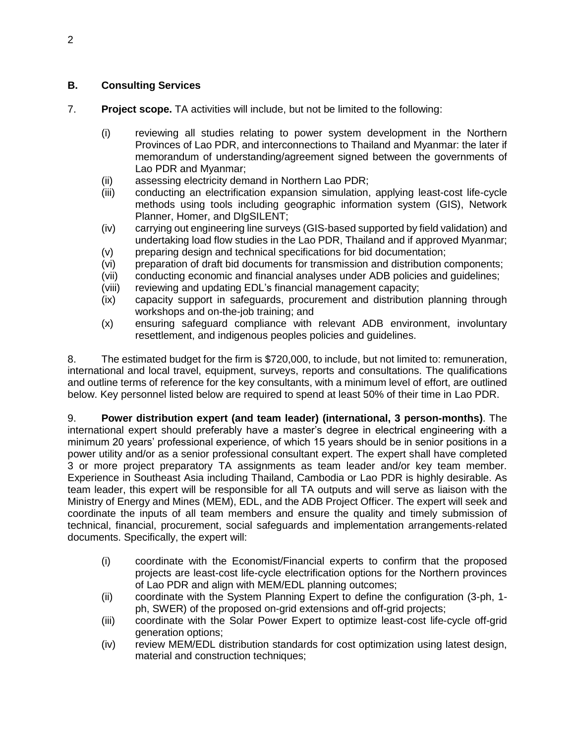## B. Consulting Services

7. **Project scope.** TA activities will include, but not be limited to the following:

   (i) reviewing all studies relating to power system development in the Northern Provinces of Lao PDR, and interconnections to Thailand and Myanmar: the later if memorandum of understanding/agreement signed between the governments of Lao PDR and Myanmar;
   (ii) assessing electricity demand in Northern Lao PDR;
   (iii) conducting an electrification expansion simulation, applying least-cost life-cycle methods using tools including geographic information system (GIS), Network Planner, Homer, and DIgSILENT;
   (iv) carrying out engineering line surveys (GIS-based supported by field validation) and undertaking load flow studies in the Lao PDR, Thailand and if approved Myanmar;
   (v) preparing design and technical specifications for bid documentation;
   (vi) preparation of draft bid documents for transmission and distribution components;
   (vii) conducting economic and financial analyses under ADB policies and guidelines;
   (viii) reviewing and updating EDL's financial management capacity;
   (ix) capacity support in safeguards, procurement and distribution planning through workshops and on-the-job training; and
   (x) ensuring safeguard compliance with relevant ADB environment, involuntary resettlement, and indigenous peoples policies and guidelines.

8. The estimated budget for the firm is $720,000, to include, but not limited to: remuneration, international and local travel, equipment, surveys, reports and consultations. The qualifications and outline terms of reference for the key consultants, with a minimum level of effort, are outlined below. Key personnel listed below are required to spend at least 50% of their time in Lao PDR.

9. **Power distribution expert (and team leader) (international, 3 person-months)**. The international expert should preferably have a master's degree in electrical engineering with a minimum 20 years' professional experience, of which 15 years should be in senior positions in a power utility and/or as a senior professional consultant expert. The expert shall have completed 3 or more project preparatory TA assignments as team leader and/or key team member. Experience in Southeast Asia including Thailand, Cambodia or Lao PDR is highly desirable. As team leader, this expert will be responsible for all TA outputs and will serve as liaison with the Ministry of Energy and Mines (MEM), EDL, and the ADB Project Officer. The expert will seek and coordinate the inputs of all team members and ensure the quality and timely submission of technical, financial, procurement, social safeguards and implementation arrangements-related documents. Specifically, the expert will:

   (i) coordinate with the Economist/Financial experts to confirm that the proposed projects are least-cost life-cycle electrification options for the Northern provinces of Lao PDR and align with MEM/EDL planning outcomes;
   (ii) coordinate with the System Planning Expert to define the configuration (3-ph, 1-ph, SWER) of the proposed on-grid extensions and off-grid projects;
   (iii) coordinate with the Solar Power Expert to optimize least-cost life-cycle off-grid generation options;
   (iv) review MEM/EDL distribution standards for cost optimization using latest design, material and construction techniques;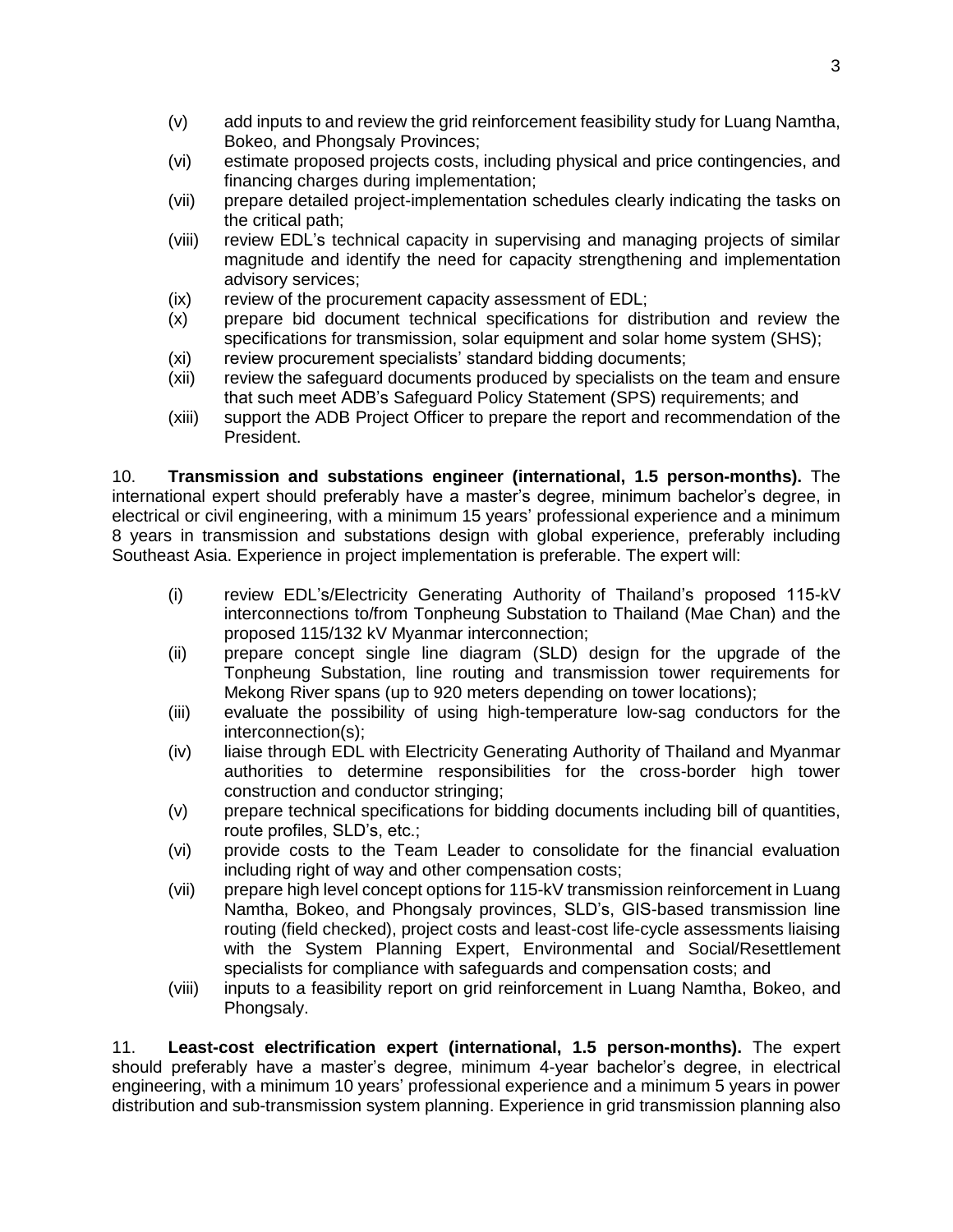(v) add inputs to and review the grid reinforcement feasibility study for Luang Namtha, Bokeo, and Phongsaly Provinces;
(vi) estimate proposed projects costs, including physical and price contingencies, and financing charges during implementation;
(vii) prepare detailed project-implementation schedules clearly indicating the tasks on the critical path;
(viii) review EDL's technical capacity in supervising and managing projects of similar magnitude and identify the need for capacity strengthening and implementation advisory services;
(ix) review of the procurement capacity assessment of EDL;
(x) prepare bid document technical specifications for distribution and review the specifications for transmission, solar equipment and solar home system (SHS);
(xi) review procurement specialists' standard bidding documents;
(xii) review the safeguard documents produced by specialists on the team and ensure that such meet ADB's Safeguard Policy Statement (SPS) requirements; and
(xiii) support the ADB Project Officer to prepare the report and recommendation of the President.

10. **Transmission and substations engineer (international, 1.5 person-months).** The international expert should preferably have a master's degree, minimum bachelor's degree, in electrical or civil engineering, with a minimum 15 years' professional experience and a minimum 8 years in transmission and substations design with global experience, preferably including Southeast Asia. Experience in project implementation is preferable. The expert will:

(i) review EDL's/Electricity Generating Authority of Thailand's proposed 115-kV interconnections to/from Tonpheung Substation to Thailand (Mae Chan) and the proposed 115/132 kV Myanmar interconnection;
(ii) prepare concept single line diagram (SLD) design for the upgrade of the Tonpheung Substation, line routing and transmission tower requirements for Mekong River spans (up to 920 meters depending on tower locations);
(iii) evaluate the possibility of using high-temperature low-sag conductors for the interconnection(s);
(iv) liaise through EDL with Electricity Generating Authority of Thailand and Myanmar authorities to determine responsibilities for the cross-border high tower construction and conductor stringing;
(v) prepare technical specifications for bidding documents including bill of quantities, route profiles, SLD's, etc.;
(vi) provide costs to the Team Leader to consolidate for the financial evaluation including right of way and other compensation costs;
(vii) prepare high level concept options for 115-kV transmission reinforcement in Luang Namtha, Bokeo, and Phongsaly provinces, SLD's, GIS-based transmission line routing (field checked), project costs and least-cost life-cycle assessments liaising with the System Planning Expert, Environmental and Social/Resettlement specialists for compliance with safeguards and compensation costs; and
(viii) inputs to a feasibility report on grid reinforcement in Luang Namtha, Bokeo, and Phongsaly.

11. **Least-cost electrification expert (international, 1.5 person-months).** The expert should preferably have a master's degree, minimum 4-year bachelor's degree, in electrical engineering, with a minimum 10 years' professional experience and a minimum 5 years in power distribution and sub-transmission system planning. Experience in grid transmission planning also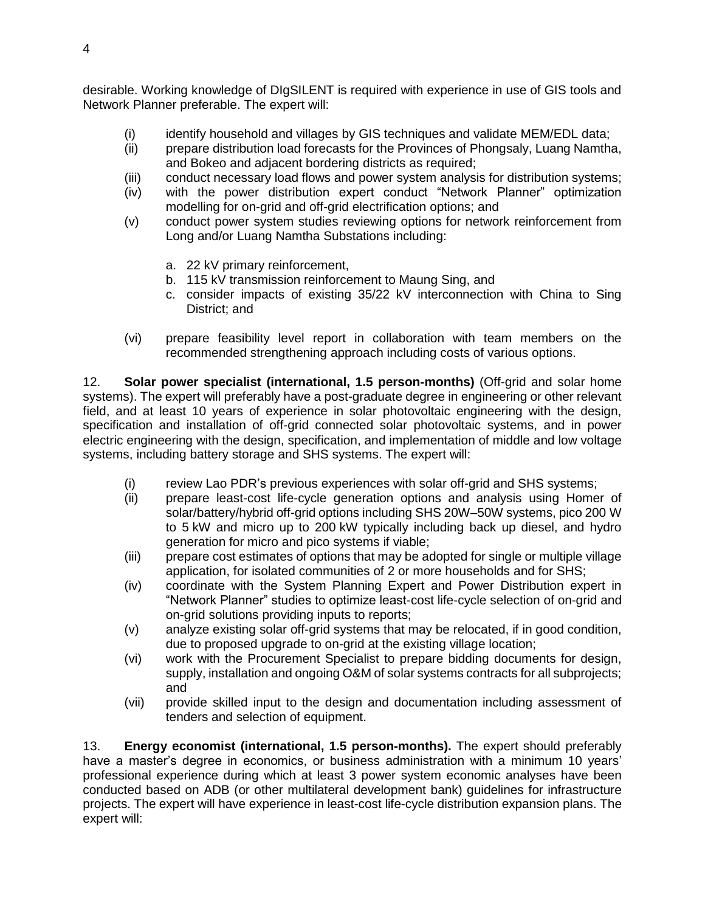desirable. Working knowledge of DIgSILENT is required with experience in use of GIS tools and Network Planner preferable. The expert will:

- (i) identify household and villages by GIS techniques and validate MEM/EDL data;
- (ii) prepare distribution load forecasts for the Provinces of Phongsaly, Luang Namtha, and Bokeo and adjacent bordering districts as required;
- (iii) conduct necessary load flows and power system analysis for distribution systems;
- (iv) with the power distribution expert conduct "Network Planner" optimization modelling for on-grid and off-grid electrification options; and
- (v) conduct power system studies reviewing options for network reinforcement from Long and/or Luang Namtha Substations including:
  - a. 22 kV primary reinforcement,
  - b. 115 kV transmission reinforcement to Maung Sing, and
  - c. consider impacts of existing 35/22 kV interconnection with China to Sing District; and
- (vi) prepare feasibility level report in collaboration with team members on the recommended strengthening approach including costs of various options.

12. **Solar power specialist (international, 1.5 person-months)** (Off-grid and solar home systems). The expert will preferably have a post-graduate degree in engineering or other relevant field, and at least 10 years of experience in solar photovoltaic engineering with the design, specification and installation of off-grid connected solar photovoltaic systems, and in power electric engineering with the design, specification, and implementation of middle and low voltage systems, including battery storage and SHS systems. The expert will:

- (i) review Lao PDR's previous experiences with solar off-grid and SHS systems;
- (ii) prepare least-cost life-cycle generation options and analysis using Homer of solar/battery/hybrid off-grid options including SHS 20W–50W systems, pico 200 W to 5 kW and micro up to 200 kW typically including back up diesel, and hydro generation for micro and pico systems if viable;
- (iii) prepare cost estimates of options that may be adopted for single or multiple village application, for isolated communities of 2 or more households and for SHS;
- (iv) coordinate with the System Planning Expert and Power Distribution expert in "Network Planner" studies to optimize least-cost life-cycle selection of on-grid and on-grid solutions providing inputs to reports;
- (v) analyze existing solar off-grid systems that may be relocated, if in good condition, due to proposed upgrade to on-grid at the existing village location;
- (vi) work with the Procurement Specialist to prepare bidding documents for design, supply, installation and ongoing O&M of solar systems contracts for all subprojects; and
- (vii) provide skilled input to the design and documentation including assessment of tenders and selection of equipment.

13. **Energy economist (international, 1.5 person-months).** The expert should preferably have a master's degree in economics, or business administration with a minimum 10 years' professional experience during which at least 3 power system economic analyses have been conducted based on ADB (or other multilateral development bank) guidelines for infrastructure projects. The expert will have experience in least-cost life-cycle distribution expansion plans. The expert will: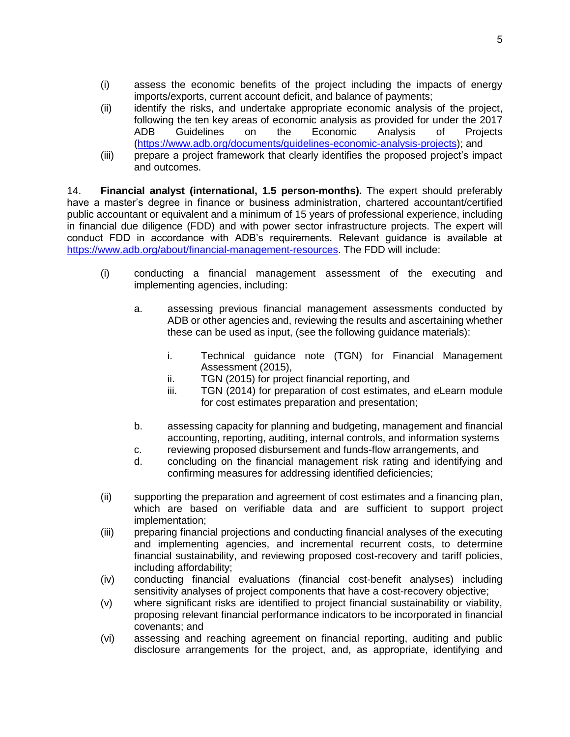(i) assess the economic benefits of the project including the impacts of energy imports/exports, current account deficit, and balance of payments;

(ii) identify the risks, and undertake appropriate economic analysis of the project, following the ten key areas of economic analysis as provided for under the 2017 ADB Guidelines on the Economic Analysis of Projects (https://www.adb.org/documents/guidelines-economic-analysis-projects); and

(iii) prepare a project framework that clearly identifies the proposed project's impact and outcomes.

14. **Financial analyst (international, 1.5 person-months).** The expert should preferably have a master's degree in finance or business administration, chartered accountant/certified public accountant or equivalent and a minimum of 15 years of professional experience, including in financial due diligence (FDD) and with power sector infrastructure projects. The expert will conduct FDD in accordance with ADB's requirements. Relevant guidance is available at https://www.adb.org/about/financial-management-resources. The FDD will include:

(i) conducting a financial management assessment of the executing and implementing agencies, including:

   a. assessing previous financial management assessments conducted by ADB or other agencies and, reviewing the results and ascertaining whether these can be used as input, (see the following guidance materials):

      i. Technical guidance note (TGN) for Financial Management Assessment (2015),
      ii. TGN (2015) for project financial reporting, and
      iii. TGN (2014) for preparation of cost estimates, and eLearn module for cost estimates preparation and presentation;

   b. assessing capacity for planning and budgeting, management and financial accounting, reporting, auditing, internal controls, and information systems
   c. reviewing proposed disbursement and funds-flow arrangements, and
   d. concluding on the financial management risk rating and identifying and confirming measures for addressing identified deficiencies;

(ii) supporting the preparation and agreement of cost estimates and a financing plan, which are based on verifiable data and are sufficient to support project implementation;

(iii) preparing financial projections and conducting financial analyses of the executing and implementing agencies, and incremental recurrent costs, to determine financial sustainability, and reviewing proposed cost-recovery and tariff policies, including affordability;

(iv) conducting financial evaluations (financial cost-benefit analyses) including sensitivity analyses of project components that have a cost-recovery objective;

(v) where significant risks are identified to project financial sustainability or viability, proposing relevant financial performance indicators to be incorporated in financial covenants; and

(vi) assessing and reaching agreement on financial reporting, auditing and public disclosure arrangements for the project, and, as appropriate, identifying and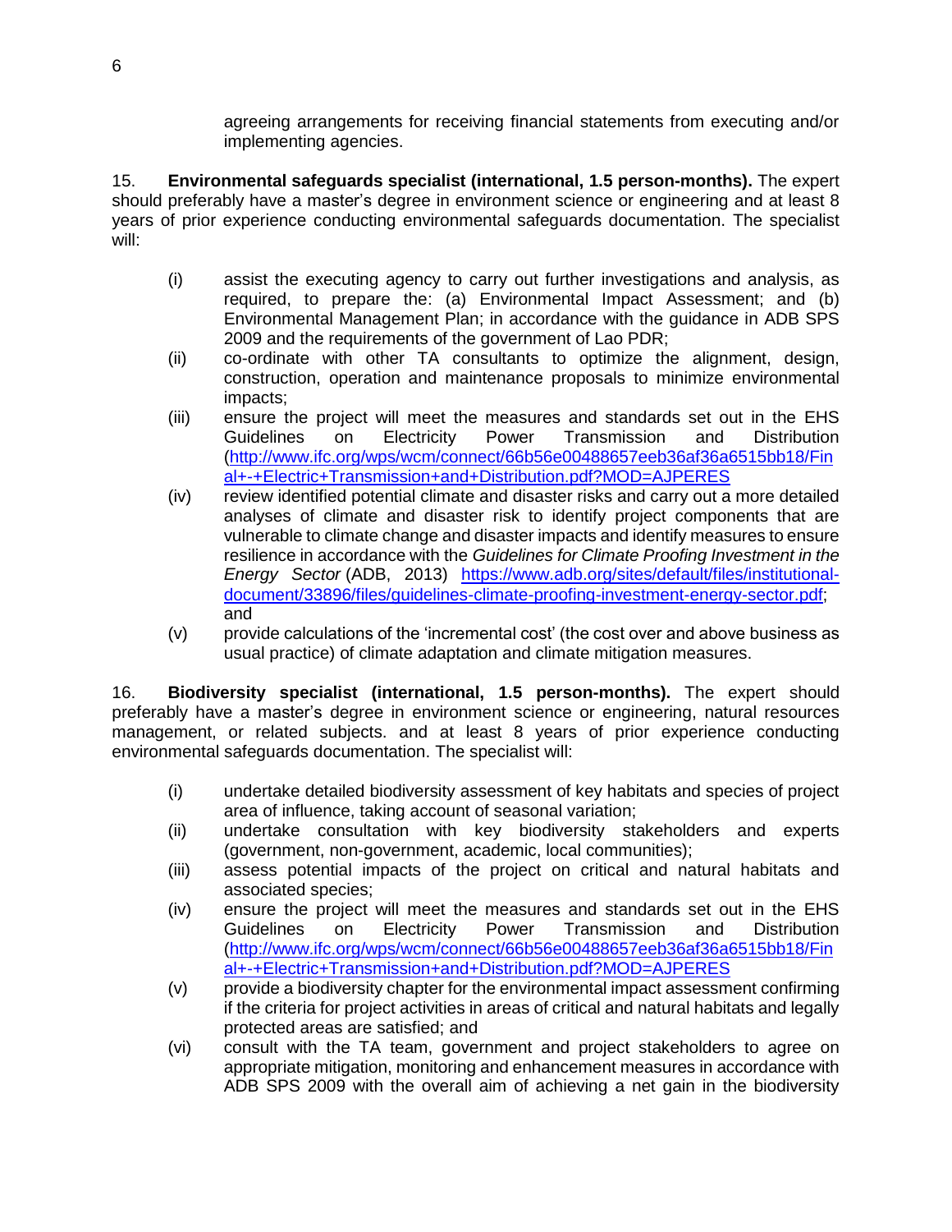agreeing arrangements for receiving financial statements from executing and/or implementing agencies.

15. **Environmental safeguards specialist (international, 1.5 person-months).** The expert should preferably have a master's degree in environment science or engineering and at least 8 years of prior experience conducting environmental safeguards documentation. The specialist will:

(i) assist the executing agency to carry out further investigations and analysis, as required, to prepare the: (a) Environmental Impact Assessment; and (b) Environmental Management Plan; in accordance with the guidance in ADB SPS 2009 and the requirements of the government of Lao PDR;

(ii) co-ordinate with other TA consultants to optimize the alignment, design, construction, operation and maintenance proposals to minimize environmental impacts;

(iii) ensure the project will meet the measures and standards set out in the EHS Guidelines on Electricity Power Transmission and Distribution (http://www.ifc.org/wps/wcm/connect/66b56e00488657eeb36af36a6515bb18/Final+-+Electric+Transmission+and+Distribution.pdf?MOD=AJPERES

(iv) review identified potential climate and disaster risks and carry out a more detailed analyses of climate and disaster risk to identify project components that are vulnerable to climate change and disaster impacts and identify measures to ensure resilience in accordance with the *Guidelines for Climate Proofing Investment in the Energy Sector* (ADB, 2013) https://www.adb.org/sites/default/files/institutional-document/33896/files/guidelines-climate-proofing-investment-energy-sector.pdf; and

(v) provide calculations of the 'incremental cost' (the cost over and above business as usual practice) of climate adaptation and climate mitigation measures.

16. **Biodiversity specialist (international, 1.5 person-months).** The expert should preferably have a master's degree in environment science or engineering, natural resources management, or related subjects. and at least 8 years of prior experience conducting environmental safeguards documentation. The specialist will:

(i) undertake detailed biodiversity assessment of key habitats and species of project area of influence, taking account of seasonal variation;

(ii) undertake consultation with key biodiversity stakeholders and experts (government, non-government, academic, local communities);

(iii) assess potential impacts of the project on critical and natural habitats and associated species;

(iv) ensure the project will meet the measures and standards set out in the EHS Guidelines on Electricity Power Transmission and Distribution (http://www.ifc.org/wps/wcm/connect/66b56e00488657eeb36af36a6515bb18/Final+-+Electric+Transmission+and+Distribution.pdf?MOD=AJPERES

(v) provide a biodiversity chapter for the environmental impact assessment confirming if the criteria for project activities in areas of critical and natural habitats and legally protected areas are satisfied; and

(vi) consult with the TA team, government and project stakeholders to agree on appropriate mitigation, monitoring and enhancement measures in accordance with ADB SPS 2009 with the overall aim of achieving a net gain in the biodiversity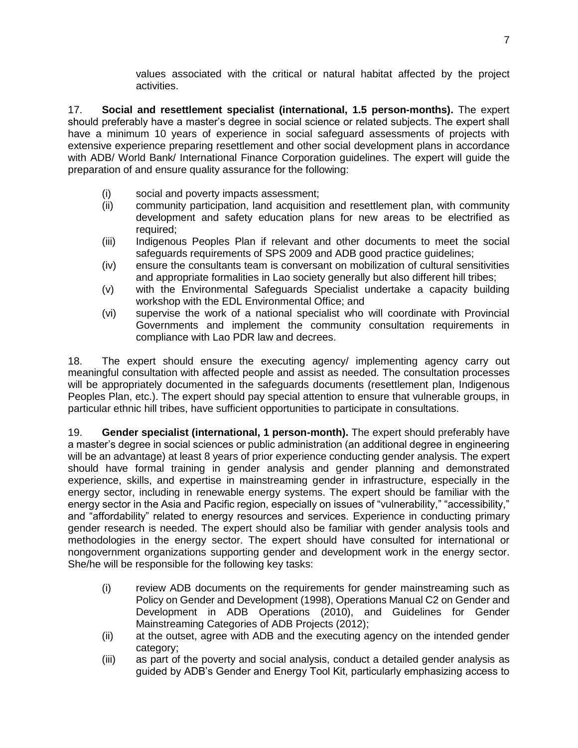values associated with the critical or natural habitat affected by the project activities.

17. **Social and resettlement specialist (international, 1.5 person-months).** The expert should preferably have a master's degree in social science or related subjects. The expert shall have a minimum 10 years of experience in social safeguard assessments of projects with extensive experience preparing resettlement and other social development plans in accordance with ADB/ World Bank/ International Finance Corporation guidelines. The expert will guide the preparation of and ensure quality assurance for the following:

(i) social and poverty impacts assessment;
(ii) community participation, land acquisition and resettlement plan, with community development and safety education plans for new areas to be electrified as required;
(iii) Indigenous Peoples Plan if relevant and other documents to meet the social safeguards requirements of SPS 2009 and ADB good practice guidelines;
(iv) ensure the consultants team is conversant on mobilization of cultural sensitivities and appropriate formalities in Lao society generally but also different hill tribes;
(v) with the Environmental Safeguards Specialist undertake a capacity building workshop with the EDL Environmental Office; and
(vi) supervise the work of a national specialist who will coordinate with Provincial Governments and implement the community consultation requirements in compliance with Lao PDR law and decrees.

18. The expert should ensure the executing agency/ implementing agency carry out meaningful consultation with affected people and assist as needed. The consultation processes will be appropriately documented in the safeguards documents (resettlement plan, Indigenous Peoples Plan, etc.). The expert should pay special attention to ensure that vulnerable groups, in particular ethnic hill tribes, have sufficient opportunities to participate in consultations.

19. **Gender specialist (international, 1 person-month).** The expert should preferably have a master's degree in social sciences or public administration (an additional degree in engineering will be an advantage) at least 8 years of prior experience conducting gender analysis. The expert should have formal training in gender analysis and gender planning and demonstrated experience, skills, and expertise in mainstreaming gender in infrastructure, especially in the energy sector, including in renewable energy systems. The expert should be familiar with the energy sector in the Asia and Pacific region, especially on issues of "vulnerability," "accessibility," and "affordability" related to energy resources and services. Experience in conducting primary gender research is needed. The expert should also be familiar with gender analysis tools and methodologies in the energy sector. The expert should have consulted for international or nongovernment organizations supporting gender and development work in the energy sector. She/he will be responsible for the following key tasks:

(i) review ADB documents on the requirements for gender mainstreaming such as Policy on Gender and Development (1998), Operations Manual C2 on Gender and Development in ADB Operations (2010), and Guidelines for Gender Mainstreaming Categories of ADB Projects (2012);
(ii) at the outset, agree with ADB and the executing agency on the intended gender category;
(iii) as part of the poverty and social analysis, conduct a detailed gender analysis as guided by ADB's Gender and Energy Tool Kit, particularly emphasizing access to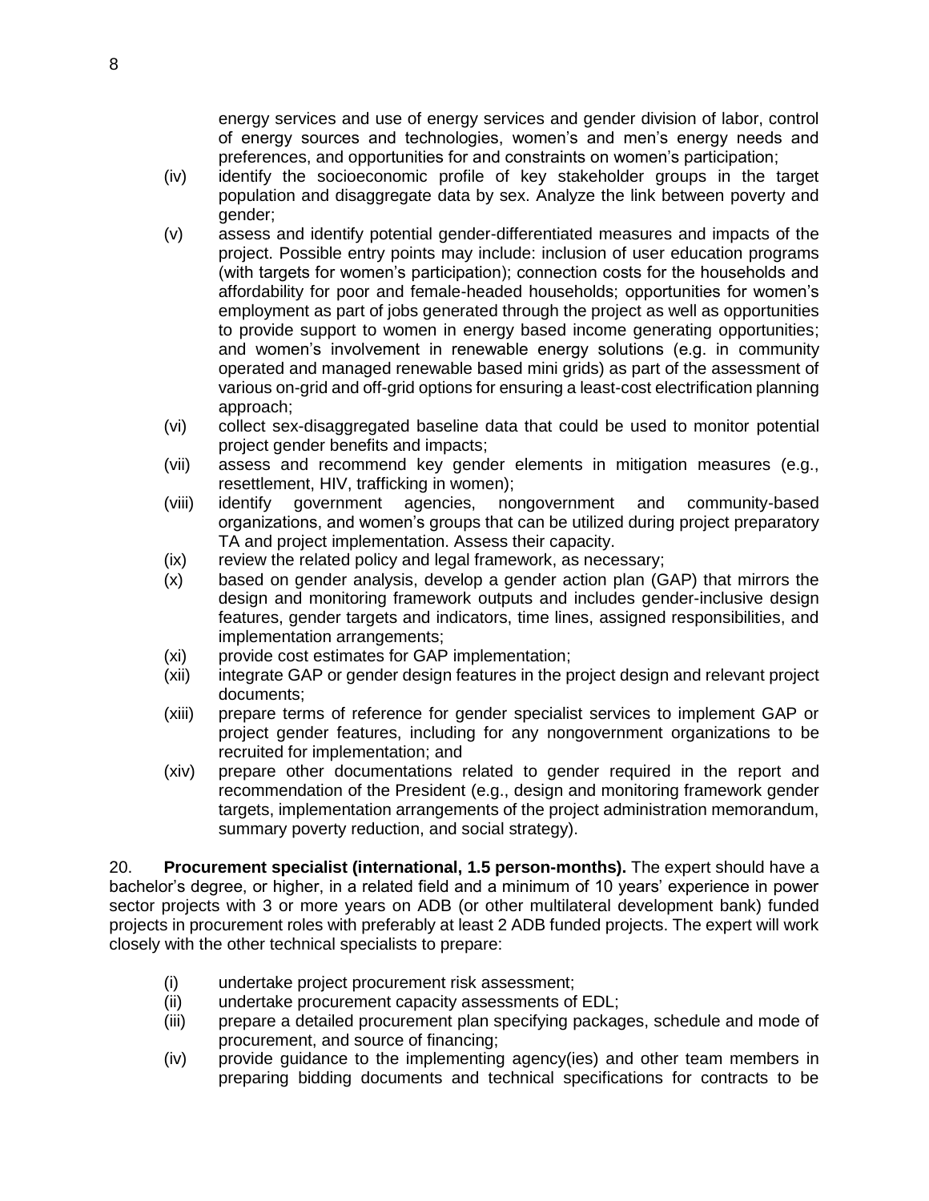energy services and use of energy services and gender division of labor, control of energy sources and technologies, women's and men's energy needs and preferences, and opportunities for and constraints on women's participation;

(iv) identify the socioeconomic profile of key stakeholder groups in the target population and disaggregate data by sex. Analyze the link between poverty and gender;

(v) assess and identify potential gender-differentiated measures and impacts of the project. Possible entry points may include: inclusion of user education programs (with targets for women's participation); connection costs for the households and affordability for poor and female-headed households; opportunities for women's employment as part of jobs generated through the project as well as opportunities to provide support to women in energy based income generating opportunities; and women's involvement in renewable energy solutions (e.g. in community operated and managed renewable based mini grids) as part of the assessment of various on-grid and off-grid options for ensuring a least-cost electrification planning approach;

(vi) collect sex-disaggregated baseline data that could be used to monitor potential project gender benefits and impacts;

(vii) assess and recommend key gender elements in mitigation measures (e.g., resettlement, HIV, trafficking in women);

(viii) identify government agencies, nongovernment and community-based organizations, and women's groups that can be utilized during project preparatory TA and project implementation. Assess their capacity.

(ix) review the related policy and legal framework, as necessary;

(x) based on gender analysis, develop a gender action plan (GAP) that mirrors the design and monitoring framework outputs and includes gender-inclusive design features, gender targets and indicators, time lines, assigned responsibilities, and implementation arrangements;

(xi) provide cost estimates for GAP implementation;

(xii) integrate GAP or gender design features in the project design and relevant project documents;

(xiii) prepare terms of reference for gender specialist services to implement GAP or project gender features, including for any nongovernment organizations to be recruited for implementation; and

(xiv) prepare other documentations related to gender required in the report and recommendation of the President (e.g., design and monitoring framework gender targets, implementation arrangements of the project administration memorandum, summary poverty reduction, and social strategy).

20. **Procurement specialist (international, 1.5 person-months).** The expert should have a bachelor's degree, or higher, in a related field and a minimum of 10 years' experience in power sector projects with 3 or more years on ADB (or other multilateral development bank) funded projects in procurement roles with preferably at least 2 ADB funded projects. The expert will work closely with the other technical specialists to prepare:

(i) undertake project procurement risk assessment;

(ii) undertake procurement capacity assessments of EDL;

(iii) prepare a detailed procurement plan specifying packages, schedule and mode of procurement, and source of financing;

(iv) provide guidance to the implementing agency(ies) and other team members in preparing bidding documents and technical specifications for contracts to be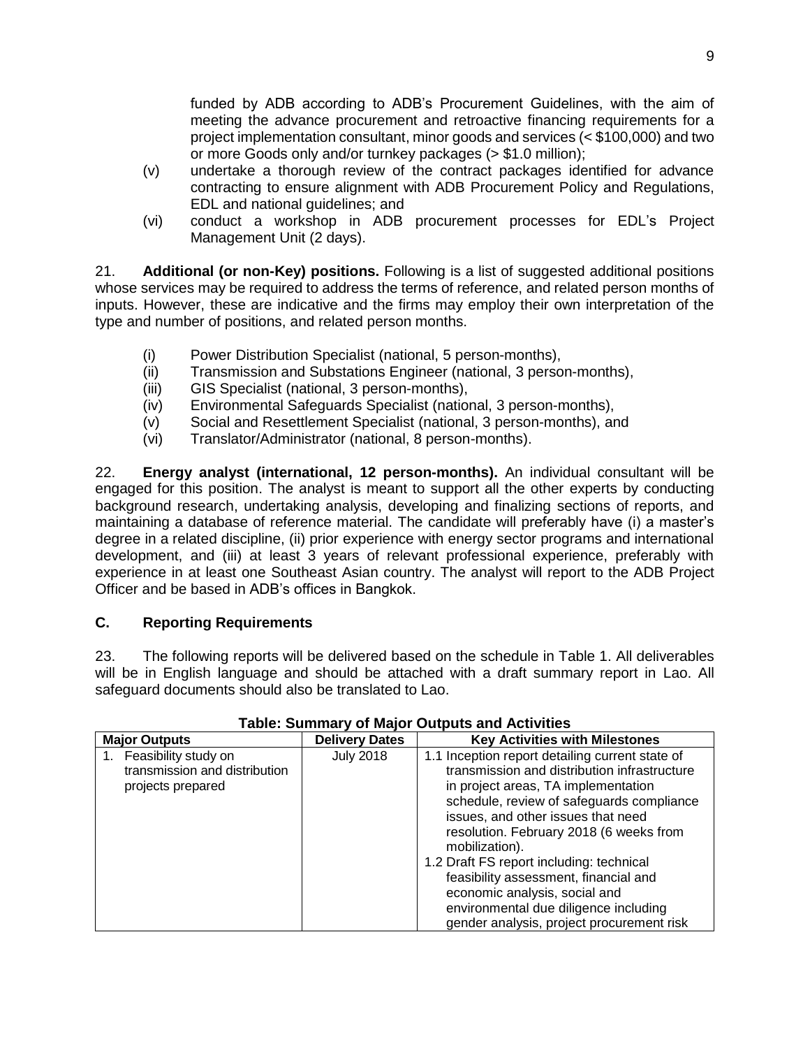funded by ADB according to ADB's Procurement Guidelines, with the aim of meeting the advance procurement and retroactive financing requirements for a project implementation consultant, minor goods and services (< $100,000) and two or more Goods only and/or turnkey packages (> $1.0 million);

(v) undertake a thorough review of the contract packages identified for advance contracting to ensure alignment with ADB Procurement Policy and Regulations, EDL and national guidelines; and

(vi) conduct a workshop in ADB procurement processes for EDL's Project Management Unit (2 days).

21. **Additional (or non-Key) positions.** Following is a list of suggested additional positions whose services may be required to address the terms of reference, and related person months of inputs. However, these are indicative and the firms may employ their own interpretation of the type and number of positions, and related person months.

(i) Power Distribution Specialist (national, 5 person-months),
(ii) Transmission and Substations Engineer (national, 3 person-months),
(iii) GIS Specialist (national, 3 person-months),
(iv) Environmental Safeguards Specialist (national, 3 person-months),
(v) Social and Resettlement Specialist (national, 3 person-months), and
(vi) Translator/Administrator (national, 8 person-months).

22. **Energy analyst (international, 12 person-months).** An individual consultant will be engaged for this position. The analyst is meant to support all the other experts by conducting background research, undertaking analysis, developing and finalizing sections of reports, and maintaining a database of reference material. The candidate will preferably have (i) a master's degree in a related discipline, (ii) prior experience with energy sector programs and international development, and (iii) at least 3 years of relevant professional experience, preferably with experience in at least one Southeast Asian country. The analyst will report to the ADB Project Officer and be based in ADB's offices in Bangkok.

## C. Reporting Requirements

23. The following reports will be delivered based on the schedule in Table 1. All deliverables will be in English language and should be attached with a draft summary report in Lao. All safeguard documents should also be translated to Lao.

**Table: Summary of Major Outputs and Activities**

| Major Outputs | Delivery Dates | Key Activities with Milestones |
|---|---|---|
| 1. Feasibility study on transmission and distribution projects prepared | July 2018 | 1.1 Inception report detailing current state of transmission and distribution infrastructure in project areas, TA implementation schedule, review of safeguards compliance issues, and other issues that need resolution. February 2018 (6 weeks from mobilization).<br>1.2 Draft FS report including: technical feasibility assessment, financial and economic analysis, social and environmental due diligence including gender analysis, project procurement risk |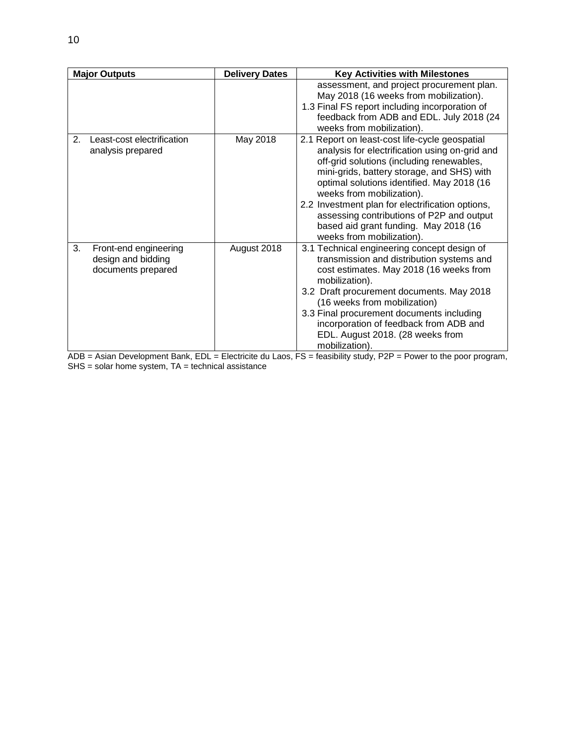| Major Outputs | Delivery Dates | Key Activities with Milestones |
| --- | --- | --- |
| | | assessment, and project procurement plan. May 2018 (16 weeks from mobilization).<br>1.3 Final FS report including incorporation of feedback from ADB and EDL. July 2018 (24 weeks from mobilization). |
| 2. Least-cost electrification analysis prepared | May 2018 | 2.1 Report on least-cost life-cycle geospatial analysis for electrification using on-grid and off-grid solutions (including renewables, mini-grids, battery storage, and SHS) with optimal solutions identified. May 2018 (16 weeks from mobilization).<br>2.2 Investment plan for electrification options, assessing contributions of P2P and output based aid grant funding. May 2018 (16 weeks from mobilization). |
| 3. Front-end engineering design and bidding documents prepared | August 2018 | 3.1 Technical engineering concept design of transmission and distribution systems and cost estimates. May 2018 (16 weeks from mobilization).<br>3.2 Draft procurement documents. May 2018 (16 weeks from mobilization)<br>3.3 Final procurement documents including incorporation of feedback from ADB and EDL. August 2018. (28 weeks from mobilization). |

ADB = Asian Development Bank, EDL = Electricite du Laos, FS = feasibility study, P2P = Power to the poor program, SHS = solar home system, TA = technical assistance